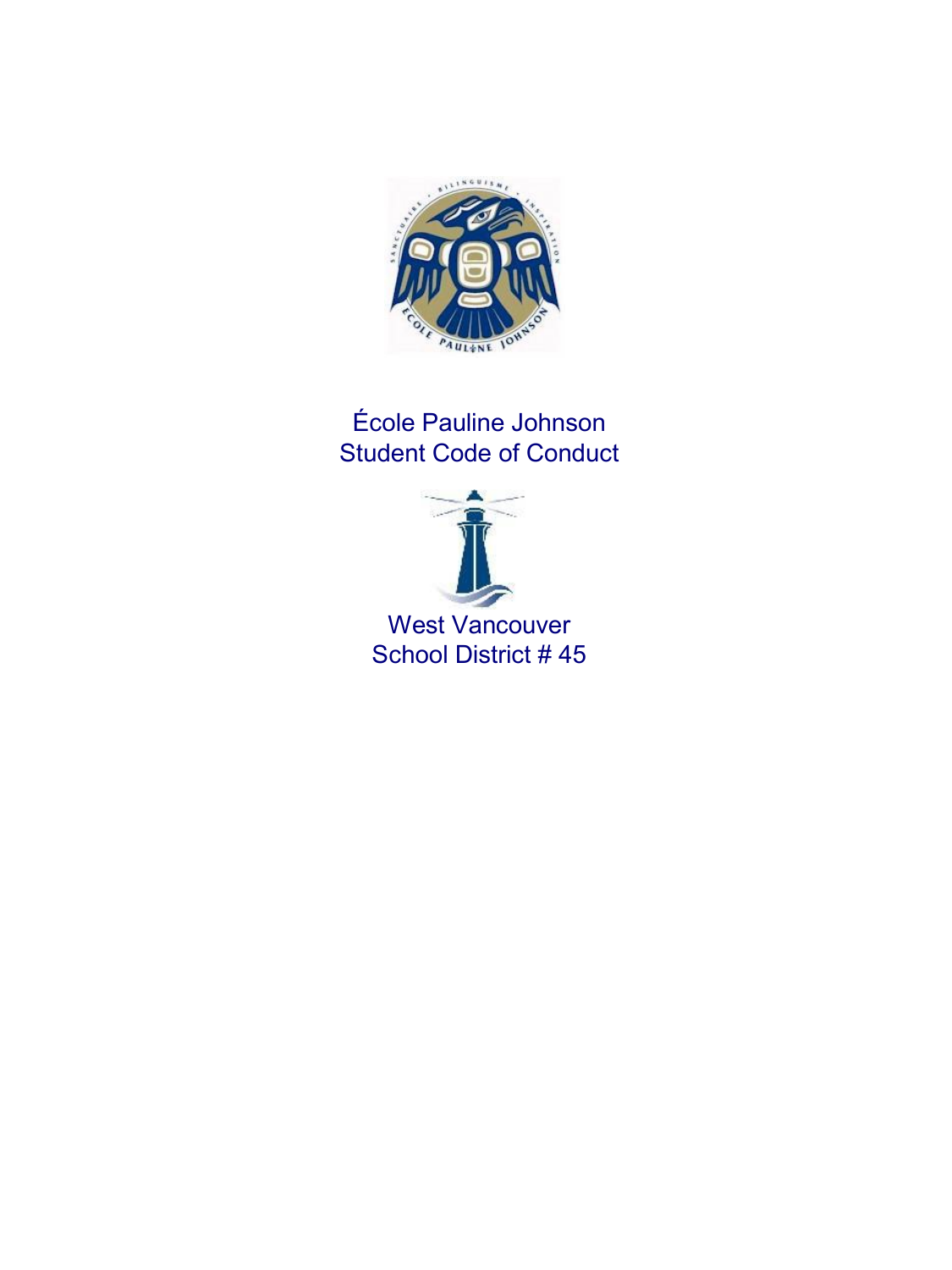# École Pauline Johnson
# Student Code of Conduct

West Vancouver
School District # 45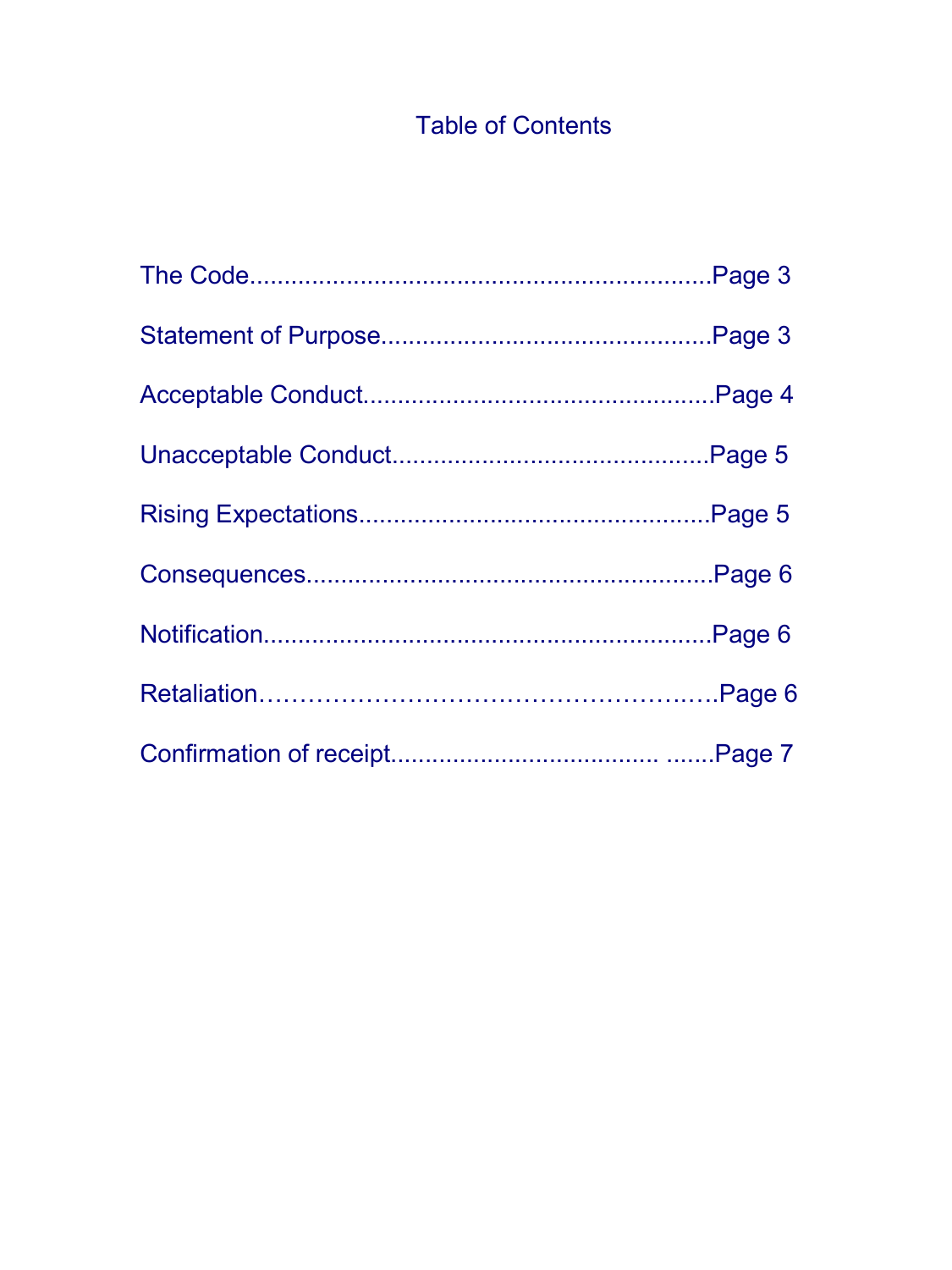# Table of Contents

The Code....................................................................Page 3

Statement of Purpose................................................Page 3

Acceptable Conduct...................................................Page 4

Unacceptable Conduct..............................................Page 5

Rising Expectations...................................................Page 5

Consequences...........................................................Page 6

Notification.................................................................Page 6

Retaliation……………………………………………..….Page 6

Confirmation of receipt..................................... .......Page 7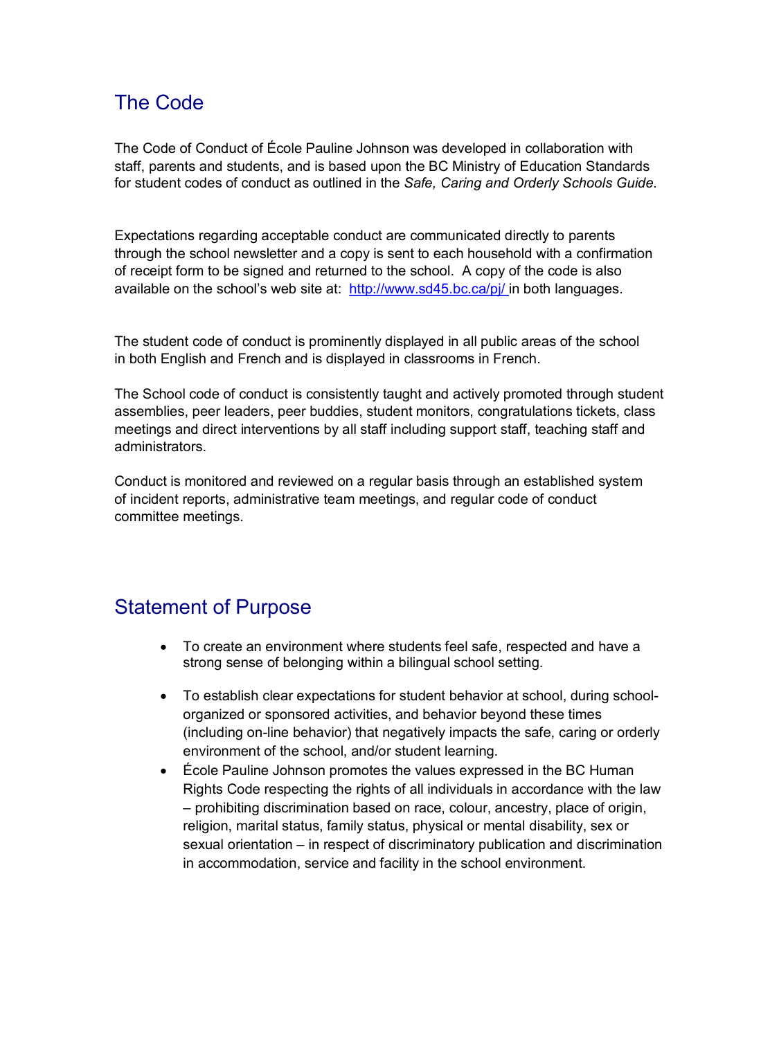## The Code

The Code of Conduct of École Pauline Johnson was developed in collaboration with staff, parents and students, and is based upon the BC Ministry of Education Standards for student codes of conduct as outlined in the *Safe, Caring and Orderly Schools Guide*.

Expectations regarding acceptable conduct are communicated directly to parents through the school newsletter and a copy is sent to each household with a confirmation of receipt form to be signed and returned to the school. A copy of the code is also available on the school's web site at: [http://www.sd45.bc.ca/pj/](http://www.sd45.bc.ca/pj/) in both languages.

The student code of conduct is prominently displayed in all public areas of the school in both English and French and is displayed in classrooms in French.

The School code of conduct is consistently taught and actively promoted through student assemblies, peer leaders, peer buddies, student monitors, congratulations tickets, class meetings and direct interventions by all staff including support staff, teaching staff and administrators.

Conduct is monitored and reviewed on a regular basis through an established system of incident reports, administrative team meetings, and regular code of conduct committee meetings.

## Statement of Purpose

- To create an environment where students feel safe, respected and have a strong sense of belonging within a bilingual school setting.
- To establish clear expectations for student behavior at school, during school-organized or sponsored activities, and behavior beyond these times (including on-line behavior) that negatively impacts the safe, caring or orderly environment of the school, and/or student learning.
- École Pauline Johnson promotes the values expressed in the BC Human Rights Code respecting the rights of all individuals in accordance with the law – prohibiting discrimination based on race, colour, ancestry, place of origin, religion, marital status, family status, physical or mental disability, sex or sexual orientation – in respect of discriminatory publication and discrimination in accommodation, service and facility in the school environment.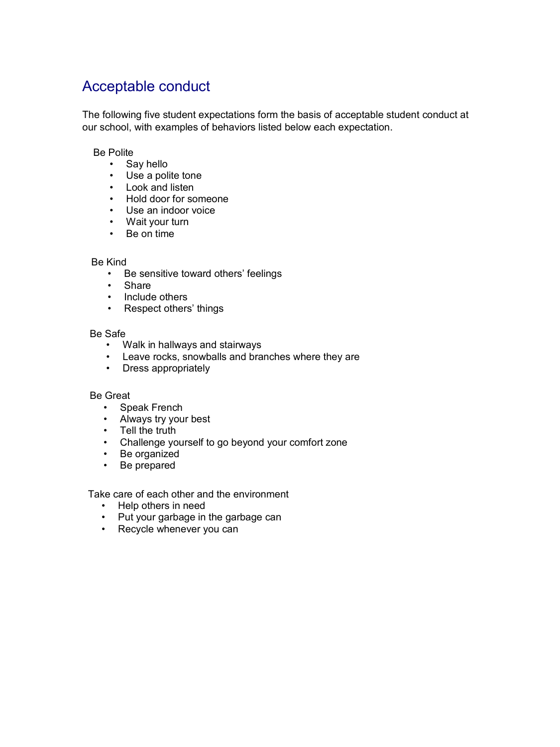## Acceptable conduct

The following five student expectations form the basis of acceptable student conduct at our school, with examples of behaviors listed below each expectation.

Be Polite

- Say hello
- Use a polite tone
- Look and listen
- Hold door for someone
- Use an indoor voice
- Wait your turn
- Be on time

Be Kind

- Be sensitive toward others' feelings
- Share
- Include others
- Respect others' things

Be Safe

- Walk in hallways and stairways
- Leave rocks, snowballs and branches where they are
- Dress appropriately

Be Great

- Speak French
- Always try your best
- Tell the truth
- Challenge yourself to go beyond your comfort zone
- Be organized
- Be prepared

Take care of each other and the environment

- Help others in need
- Put your garbage in the garbage can
- Recycle whenever you can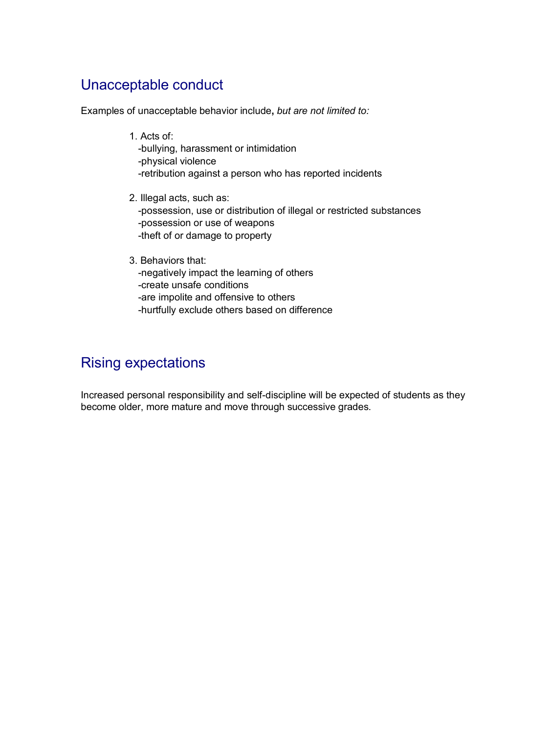## Unacceptable conduct

Examples of unacceptable behavior include**,** *but are not limited to:*

1. Acts of:
   -bullying, harassment or intimidation
   -physical violence
   -retribution against a person who has reported incidents

2. Illegal acts, such as:
   -possession, use or distribution of illegal or restricted substances
   -possession or use of weapons
   -theft of or damage to property

3. Behaviors that:
   -negatively impact the learning of others
   -create unsafe conditions
   -are impolite and offensive to others
   -hurtfully exclude others based on difference

## Rising expectations

Increased personal responsibility and self-discipline will be expected of students as they become older, more mature and move through successive grades.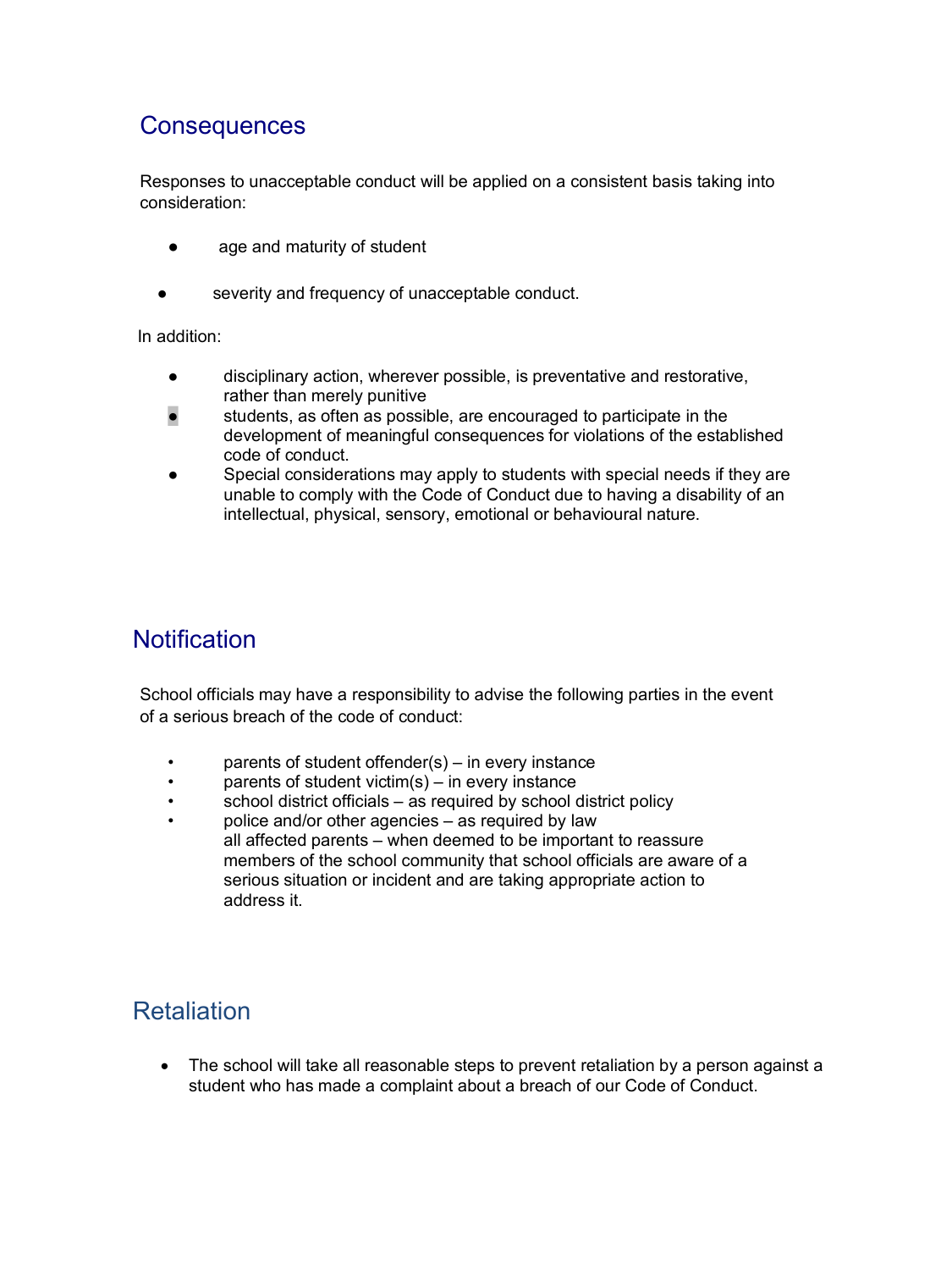## Consequences

Responses to unacceptable conduct will be applied on a consistent basis taking into consideration:

- age and maturity of student
- severity and frequency of unacceptable conduct.

In addition:

- disciplinary action, wherever possible, is preventative and restorative, rather than merely punitive
- students, as often as possible, are encouraged to participate in the development of meaningful consequences for violations of the established code of conduct.
- Special considerations may apply to students with special needs if they are unable to comply with the Code of Conduct due to having a disability of an intellectual, physical, sensory, emotional or behavioural nature.

## Notification

School officials may have a responsibility to advise the following parties in the event of a serious breach of the code of conduct:

- parents of student offender(s) – in every instance
- parents of student victim(s) – in every instance
- school district officials – as required by school district policy
- police and/or other agencies – as required by law
  all affected parents – when deemed to be important to reassure members of the school community that school officials are aware of a serious situation or incident and are taking appropriate action to address it.

## Retaliation

- The school will take all reasonable steps to prevent retaliation by a person against a student who has made a complaint about a breach of our Code of Conduct.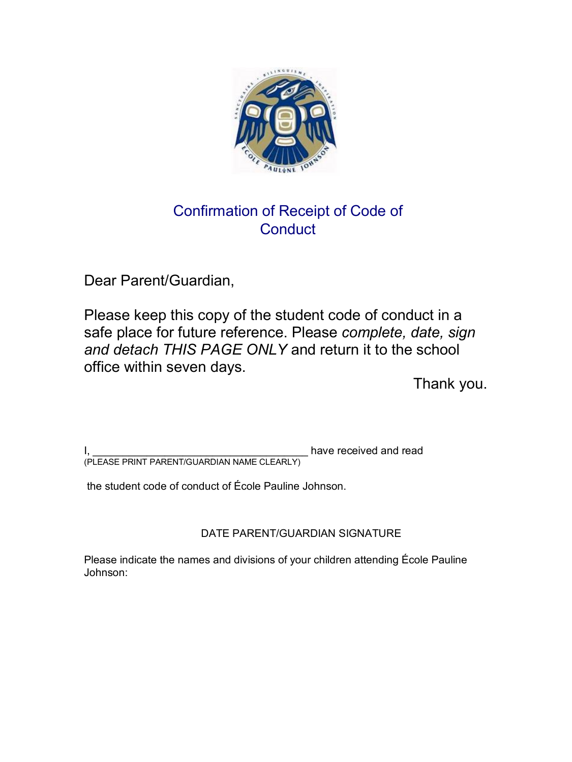# Confirmation of Receipt of Code of Conduct

Dear Parent/Guardian,

Please keep this copy of the student code of conduct in a safe place for future reference. Please *complete, date, sign and detach THIS PAGE ONLY* and return it to the school office within seven days.

Thank you.

I, ___________________________________ have received and read
(PLEASE PRINT PARENT/GUARDIAN NAME CLEARLY)

the student code of conduct of École Pauline Johnson.

DATE PARENT/GUARDIAN SIGNATURE

Please indicate the names and divisions of your children attending École Pauline Johnson: